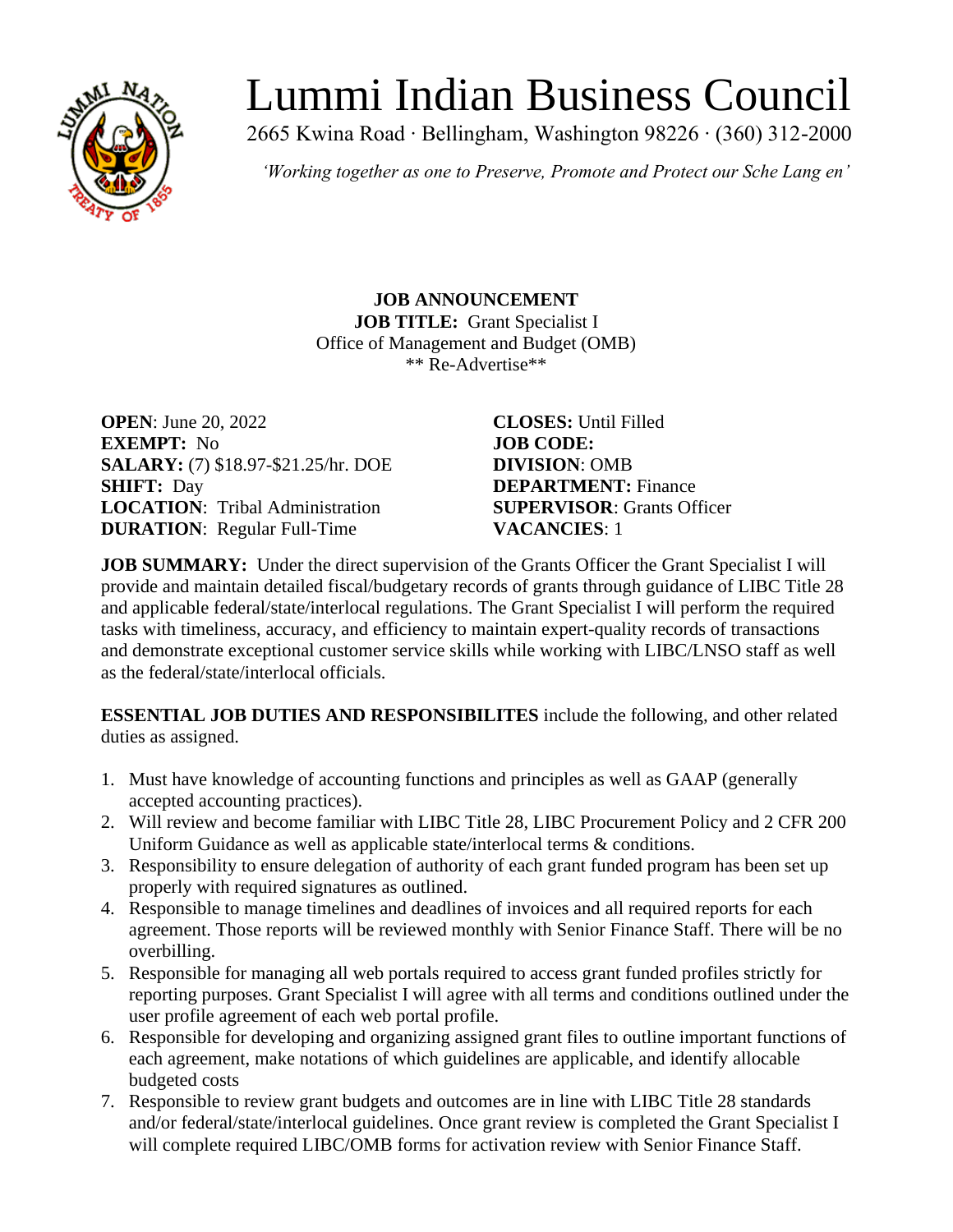# Lummi Indian Business Council

2665 Kwina Road · Bellingham, Washington 98226 · (360) 312-2000

*'Working together as one to Preserve, Promote and Protect our Sche Lang en'*

**JOB ANNOUNCEMENT**
**JOB TITLE:** Grant Specialist I
Office of Management and Budget (OMB)
** Re-Advertise**

**OPEN**: June 20, 2022
**EXEMPT:** No
**SALARY:** (7) $18.97-$21.25/hr. DOE
**SHIFT:** Day
**LOCATION**: Tribal Administration
**DURATION**: Regular Full-Time

**CLOSES:** Until Filled
**JOB CODE:**
**DIVISION**: OMB
**DEPARTMENT:** Finance
**SUPERVISOR**: Grants Officer
**VACANCIES**: 1

**JOB SUMMARY:** Under the direct supervision of the Grants Officer the Grant Specialist I will provide and maintain detailed fiscal/budgetary records of grants through guidance of LIBC Title 28 and applicable federal/state/interlocal regulations. The Grant Specialist I will perform the required tasks with timeliness, accuracy, and efficiency to maintain expert-quality records of transactions and demonstrate exceptional customer service skills while working with LIBC/LNSO staff as well as the federal/state/interlocal officials.

**ESSENTIAL JOB DUTIES AND RESPONSIBILITES** include the following, and other related duties as assigned.

1. Must have knowledge of accounting functions and principles as well as GAAP (generally accepted accounting practices).
2. Will review and become familiar with LIBC Title 28, LIBC Procurement Policy and 2 CFR 200 Uniform Guidance as well as applicable state/interlocal terms & conditions.
3. Responsibility to ensure delegation of authority of each grant funded program has been set up properly with required signatures as outlined.
4. Responsible to manage timelines and deadlines of invoices and all required reports for each agreement. Those reports will be reviewed monthly with Senior Finance Staff. There will be no overbilling.
5. Responsible for managing all web portals required to access grant funded profiles strictly for reporting purposes. Grant Specialist I will agree with all terms and conditions outlined under the user profile agreement of each web portal profile.
6. Responsible for developing and organizing assigned grant files to outline important functions of each agreement, make notations of which guidelines are applicable, and identify allocable budgeted costs
7. Responsible to review grant budgets and outcomes are in line with LIBC Title 28 standards and/or federal/state/interlocal guidelines. Once grant review is completed the Grant Specialist I will complete required LIBC/OMB forms for activation review with Senior Finance Staff.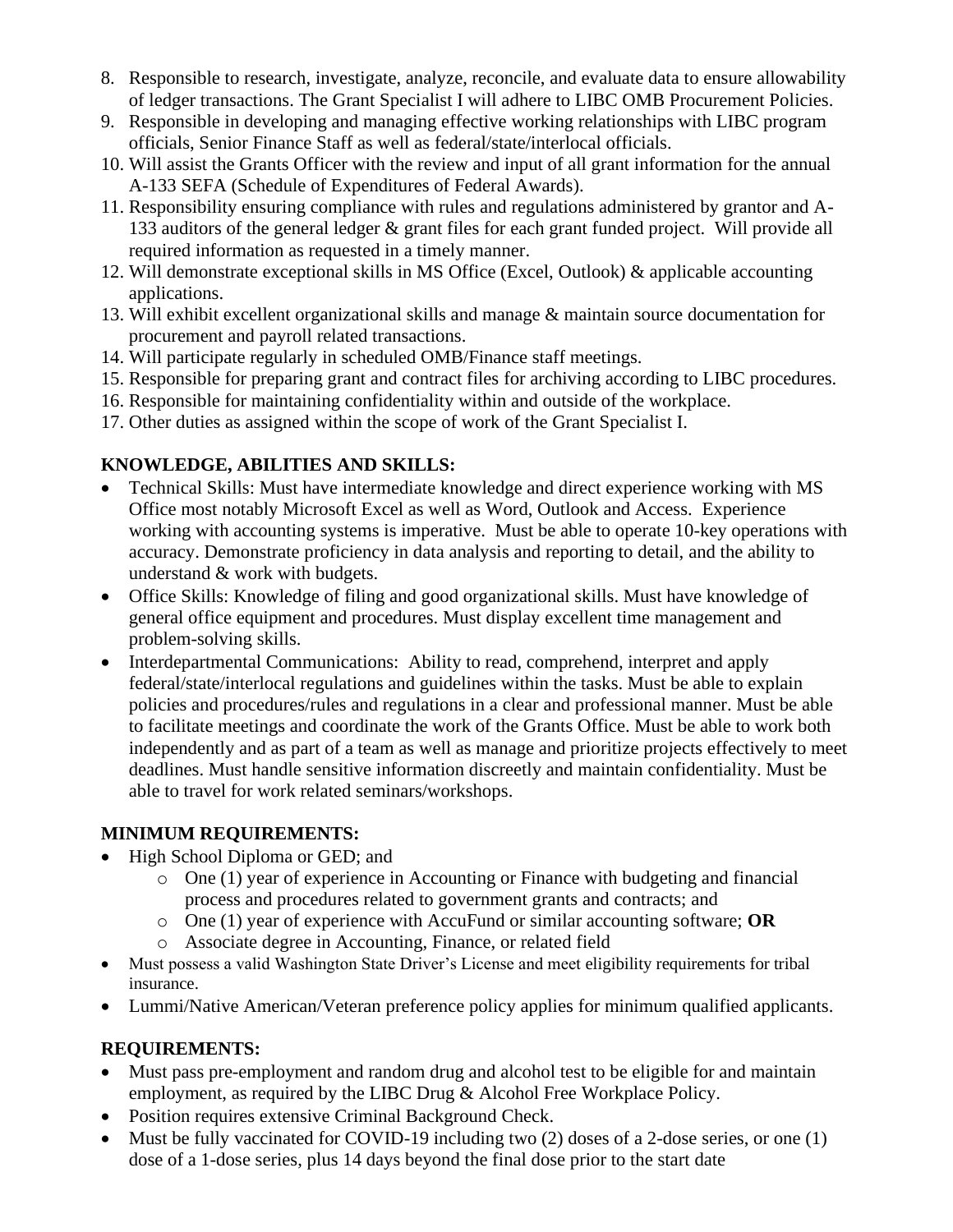8. Responsible to research, investigate, analyze, reconcile, and evaluate data to ensure allowability of ledger transactions. The Grant Specialist I will adhere to LIBC OMB Procurement Policies.
9. Responsible in developing and managing effective working relationships with LIBC program officials, Senior Finance Staff as well as federal/state/interlocal officials.
10. Will assist the Grants Officer with the review and input of all grant information for the annual A-133 SEFA (Schedule of Expenditures of Federal Awards).
11. Responsibility ensuring compliance with rules and regulations administered by grantor and A-133 auditors of the general ledger & grant files for each grant funded project. Will provide all required information as requested in a timely manner.
12. Will demonstrate exceptional skills in MS Office (Excel, Outlook) & applicable accounting applications.
13. Will exhibit excellent organizational skills and manage & maintain source documentation for procurement and payroll related transactions.
14. Will participate regularly in scheduled OMB/Finance staff meetings.
15. Responsible for preparing grant and contract files for archiving according to LIBC procedures.
16. Responsible for maintaining confidentiality within and outside of the workplace.
17. Other duties as assigned within the scope of work of the Grant Specialist I.

## KNOWLEDGE, ABILITIES AND SKILLS:

- Technical Skills: Must have intermediate knowledge and direct experience working with MS Office most notably Microsoft Excel as well as Word, Outlook and Access. Experience working with accounting systems is imperative. Must be able to operate 10-key operations with accuracy. Demonstrate proficiency in data analysis and reporting to detail, and the ability to understand & work with budgets.
- Office Skills: Knowledge of filing and good organizational skills. Must have knowledge of general office equipment and procedures. Must display excellent time management and problem-solving skills.
- Interdepartmental Communications: Ability to read, comprehend, interpret and apply federal/state/interlocal regulations and guidelines within the tasks. Must be able to explain policies and procedures/rules and regulations in a clear and professional manner. Must be able to facilitate meetings and coordinate the work of the Grants Office. Must be able to work both independently and as part of a team as well as manage and prioritize projects effectively to meet deadlines. Must handle sensitive information discreetly and maintain confidentiality. Must be able to travel for work related seminars/workshops.

## MINIMUM REQUIREMENTS:

- High School Diploma or GED; and
  - One (1) year of experience in Accounting or Finance with budgeting and financial process and procedures related to government grants and contracts; and
  - One (1) year of experience with AccuFund or similar accounting software; **OR**
  - Associate degree in Accounting, Finance, or related field
- Must possess a valid Washington State Driver's License and meet eligibility requirements for tribal insurance.
- Lummi/Native American/Veteran preference policy applies for minimum qualified applicants.

## REQUIREMENTS:

- Must pass pre-employment and random drug and alcohol test to be eligible for and maintain employment, as required by the LIBC Drug & Alcohol Free Workplace Policy.
- Position requires extensive Criminal Background Check.
- Must be fully vaccinated for COVID-19 including two (2) doses of a 2-dose series, or one (1) dose of a 1-dose series, plus 14 days beyond the final dose prior to the start date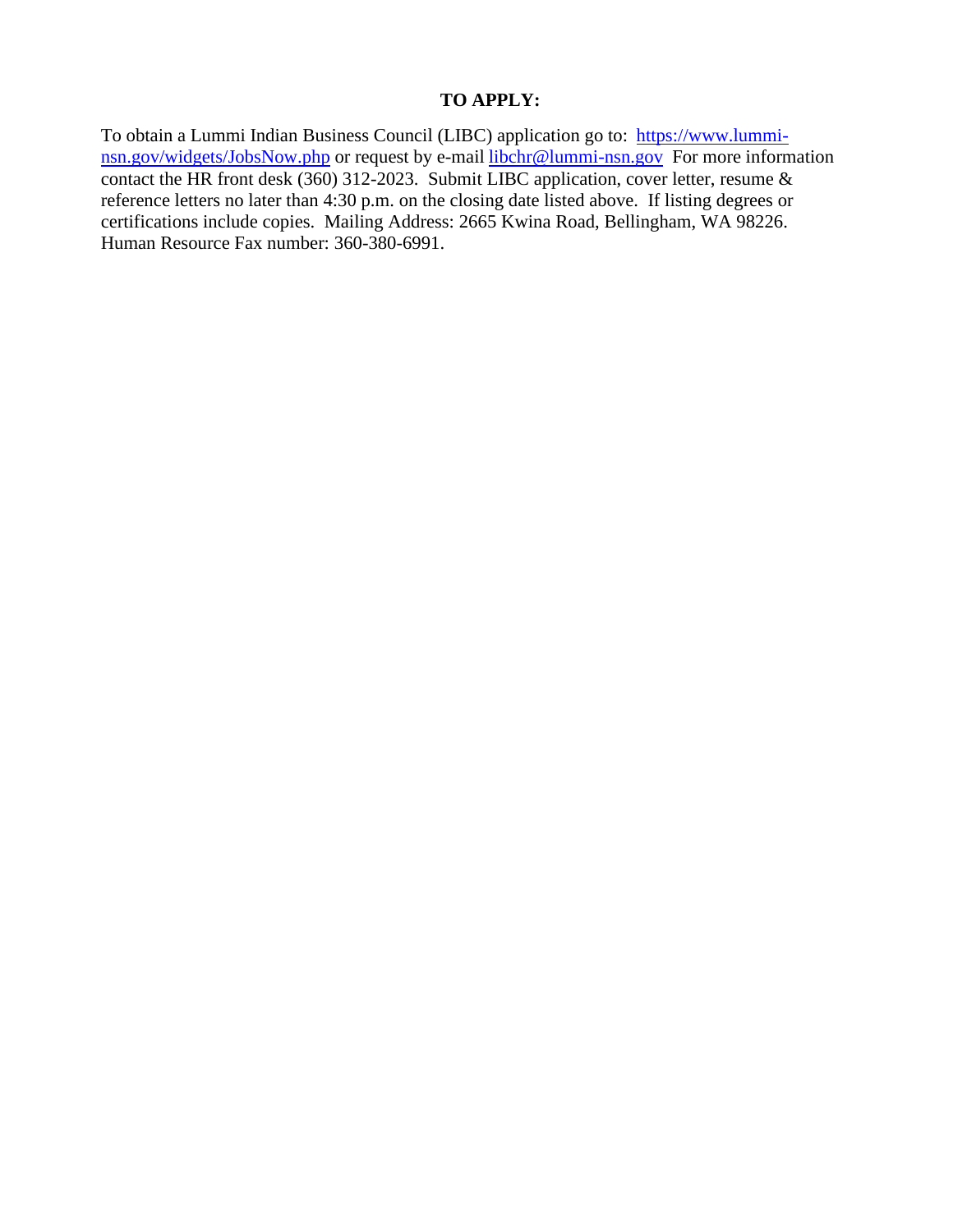**TO APPLY:**

To obtain a Lummi Indian Business Council (LIBC) application go to: [https://www.lummi-nsn.gov/widgets/JobsNow.php](https://www.lummi-nsn.gov/widgets/JobsNow.php) or request by e-mail [libchr@lummi-nsn.gov](mailto:libchr@lummi-nsn.gov) For more information contact the HR front desk (360) 312-2023. Submit LIBC application, cover letter, resume & reference letters no later than 4:30 p.m. on the closing date listed above. If listing degrees or certifications include copies. Mailing Address: 2665 Kwina Road, Bellingham, WA 98226. Human Resource Fax number: 360-380-6991.